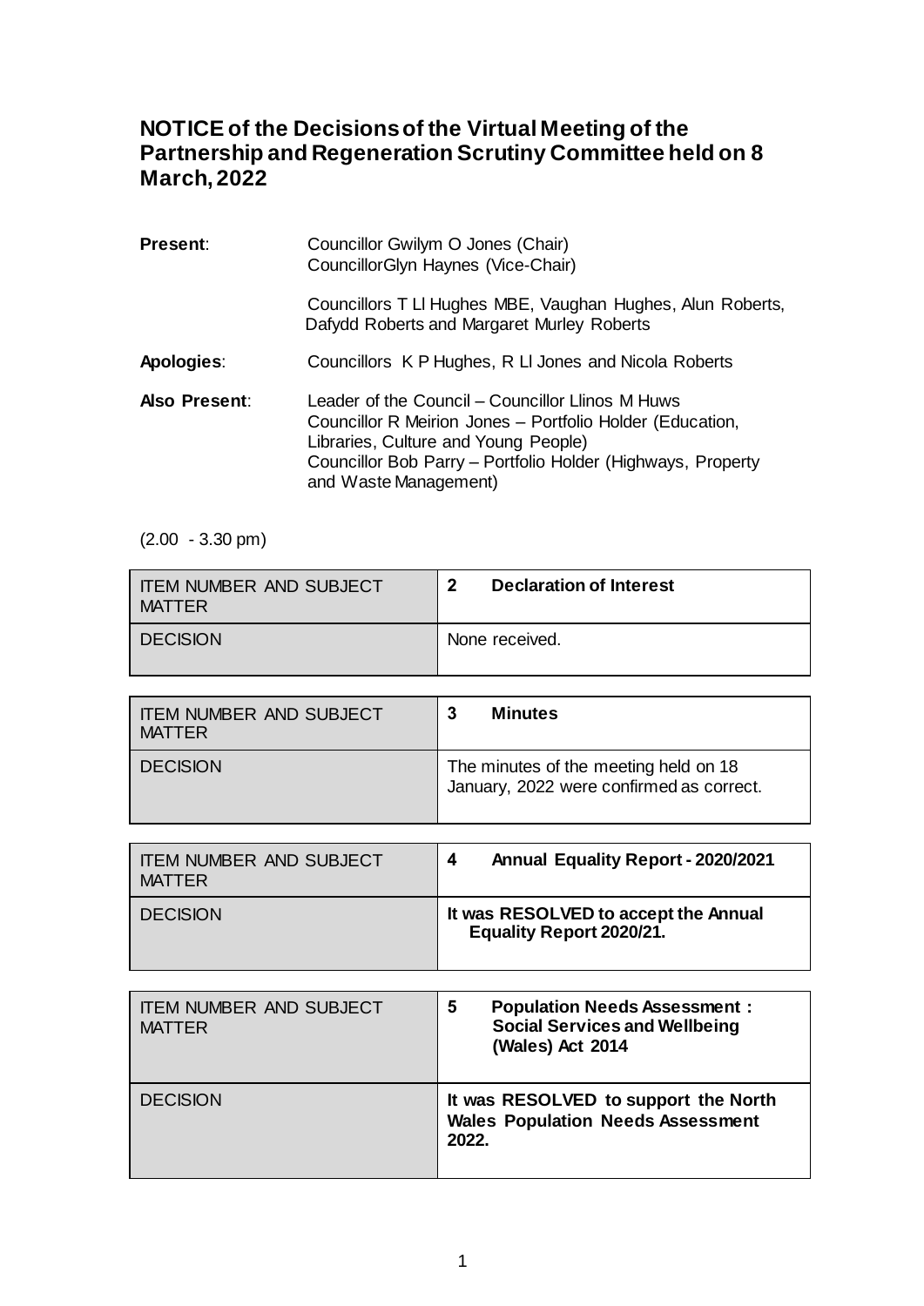# NOTICE of the Decisions of the Virtual Meeting of the Partnership and Regeneration Scrutiny Committee held on 8 March, 2022

| | |
|---|---|
| **Present**: | Councillor Gwilym O Jones (Chair)<br>CouncillorGlyn Haynes (Vice-Chair)<br><br>Councillors T Ll Hughes MBE, Vaughan Hughes, Alun Roberts, Dafydd Roberts and Margaret Murley Roberts |
| **Apologies**: | Councillors K P Hughes, R Ll Jones and Nicola Roberts |
| **Also Present**: | Leader of the Council – Councillor Llinos M Huws<br>Councillor R Meirion Jones – Portfolio Holder (Education, Libraries, Culture and Young People)<br>Councillor Bob Parry – Portfolio Holder (Highways, Property and Waste Management) |

(2.00 - 3.30 pm)

| ITEM NUMBER AND SUBJECT MATTER | **2 Declaration of Interest** |
|---|---|
| DECISION | None received. |

| ITEM NUMBER AND SUBJECT MATTER | **3 Minutes** |
|---|---|
| DECISION | The minutes of the meeting held on 18 January, 2022 were confirmed as correct. |

| ITEM NUMBER AND SUBJECT MATTER | **4 Annual Equality Report - 2020/2021** |
|---|---|
| DECISION | **It was RESOLVED to accept the Annual Equality Report 2020/21.** |

| ITEM NUMBER AND SUBJECT MATTER | **5 Population Needs Assessment : Social Services and Wellbeing (Wales) Act 2014** |
|---|---|
| DECISION | **It was RESOLVED to support the North Wales Population Needs Assessment 2022.** |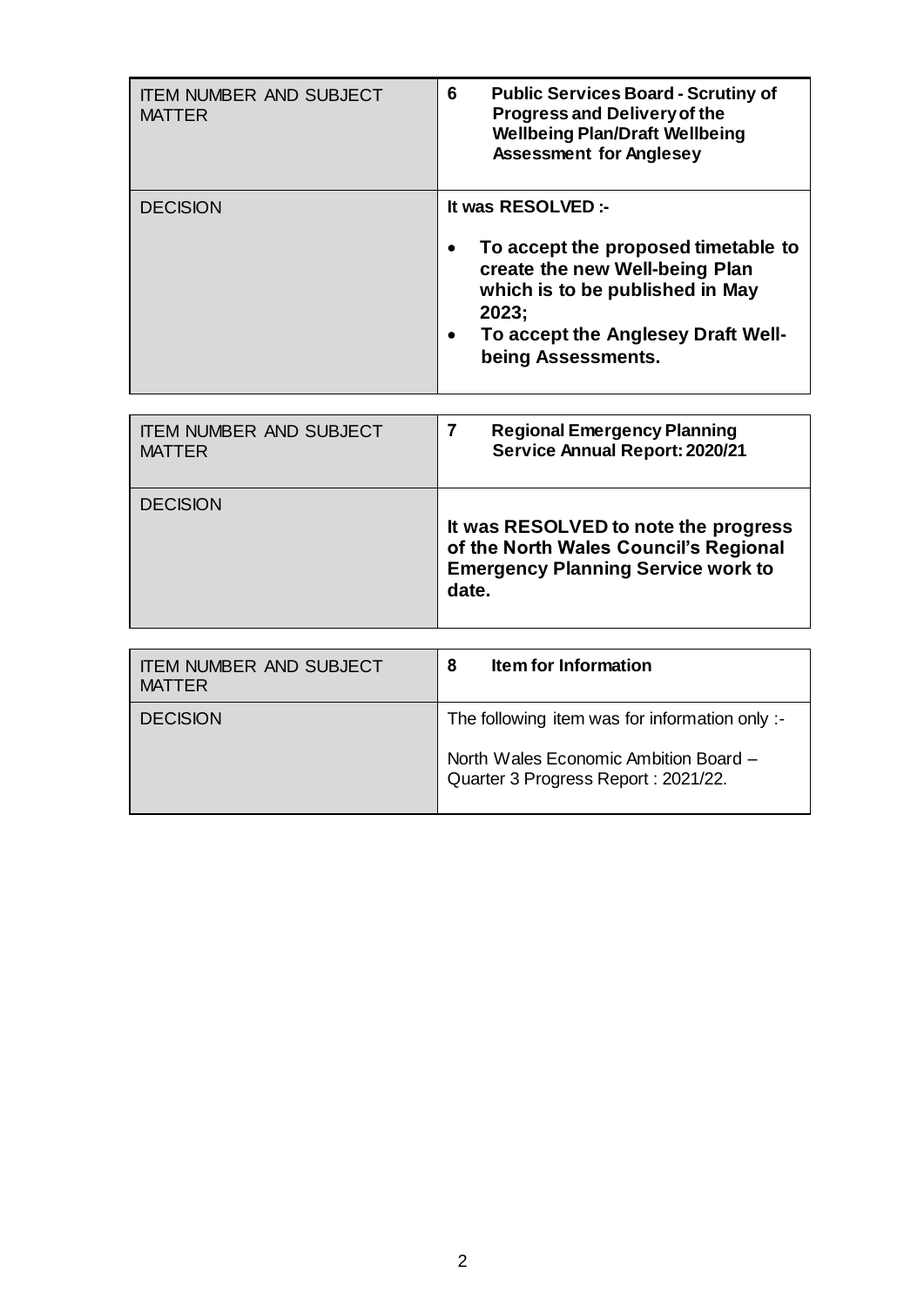| | |
|---|---|
| ITEM NUMBER AND SUBJECT MATTER | **6 Public Services Board - Scrutiny of Progress and Delivery of the Wellbeing Plan/Draft Wellbeing Assessment for Anglesey** |
| DECISION | **It was RESOLVED :-**<br>• **To accept the proposed timetable to create the new Well-being Plan which is to be published in May 2023;**<br>• **To accept the Anglesey Draft Well-being Assessments.** |

| | |
|---|---|
| ITEM NUMBER AND SUBJECT MATTER | **7 Regional Emergency Planning Service Annual Report: 2020/21** |
| DECISION | **It was RESOLVED to note the progress of the North Wales Council's Regional Emergency Planning Service work to date.** |

| | |
|---|---|
| ITEM NUMBER AND SUBJECT MATTER | **8 Item for Information** |
| DECISION | The following item was for information only :-<br>North Wales Economic Ambition Board – Quarter 3 Progress Report : 2021/22. |